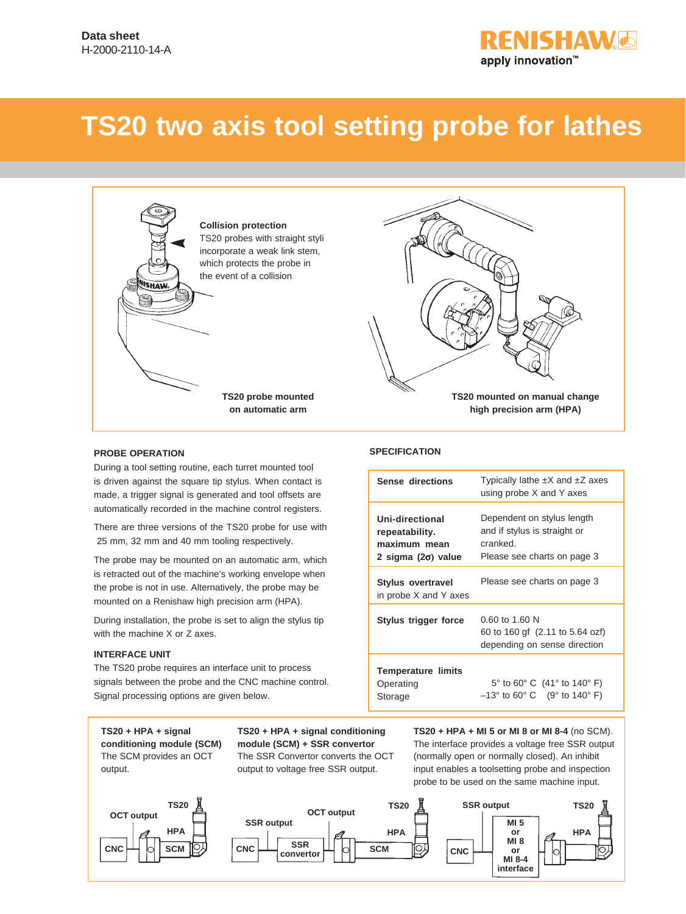Data sheet
H-2000-2110-14-A

# TS20 two axis tool setting probe for lathes

**Collision protection**
TS20 probes with straight styli incorporate a weak link stem, which protects the probe in the event of a collision

**TS20 probe mounted on automatic arm**

**TS20 mounted on manual change high precision arm (HPA)**

## PROBE OPERATION

During a tool setting routine, each turret mounted tool is driven against the square tip stylus. When contact is made, a trigger signal is generated and tool offsets are automatically recorded in the machine control registers.

There are three versions of the TS20 probe for use with 25 mm, 32 mm and 40 mm tooling respectively.

The probe may be mounted on an automatic arm, which is retracted out of the machine's working envelope when the probe is not in use. Alternatively, the probe may be mounted on a Renishaw high precision arm (HPA).

During installation, the probe is set to align the stylus tip with the machine X or Z axes.

## INTERFACE UNIT

The TS20 probe requires an interface unit to process signals between the probe and the CNC machine control. Signal processing options are given below.

## SPECIFICATION

| | |
|---|---|
| **Sense directions** | Typically lathe ±X and ±Z axes using probe X and Y axes |
| **Uni-directional repeatability. maximum mean 2 sigma (2σ) value** | Dependent on stylus length and if stylus is straight or cranked. Please see charts on page 3 |
| **Stylus overtravel** in probe X and Y axes | Please see charts on page 3 |
| **Stylus trigger force** | 0.60 to 1.60 N<br>60 to 160 gf (2.11 to 5.64 ozf) depending on sense direction |
| **Temperature limits**<br>Operating<br>Storage | <br>5° to 60° C (41° to 140° F)<br>–13° to 60° C (9° to 140° F) |

**TS20 + HPA + signal conditioning module (SCM)**
The SCM provides an OCT output.

CNC — SCM — HPA — TS20 (OCT output)

**TS20 + HPA + signal conditioning module (SCM) + SSR convertor**
The SSR Convertor converts the OCT output to voltage free SSR output.

CNC — SSR convertor (SSR output) — SCM (OCT output) — HPA — TS20

**TS20 + HPA + MI 5 or MI 8 or MI 8-4** (no SCM).
The interface provides a voltage free SSR output (normally open or normally closed). An inhibit input enables a toolsetting probe and inspection probe to be used on the same machine input.

CNC — MI 5 or MI 8 or MI 8-4 interface (SSR output) — HPA — TS20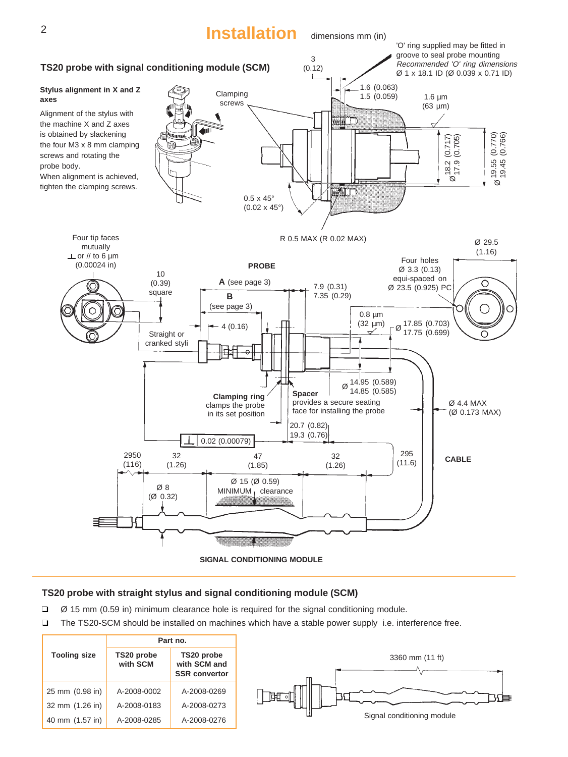# Installation

dimensions mm (in)

## TS20 probe with signal conditioning module (SCM)

**Stylus alignment in X and Z axes**

Alignment of the stylus with the machine X and Z axes is obtained by slackening the four M3 x 8 mm clamping screws and rotating the probe body.
When alignment is achieved, tighten the clamping screws.

Clamping screws

'O' ring supplied may be fitted in groove to seal probe mounting
*Recommended 'O' ring dimensions*
Ø 1 x 18.1 ID (Ø 0.039 x 0.71 ID)

3 (0.12)

1.6 (0.063)
1.5 (0.059)

1.6 µm (63 µm)

Ø 18.2 (0.717) 17.9 (0.705)

Ø 19.55 (0.770) 19.45 (0.766)

0.5 x 45° (0.02 x 45°)

R 0.5 MAX (R 0.02 MAX)

Four tip faces mutually ⊥ or // to 6 µm (0.00024 in)

10 (0.39) square

**PROBE**

**A** (see page 3)

**B** (see page 3)

7.9 (0.31)
7.35 (0.29)

Ø 29.5 (1.16)

Four holes Ø 3.3 (0.13) equi-spaced on Ø 23.5 (0.925) PC

4 (0.16)

0.8 µm (32 µm)

Ø 17.85 (0.703) 17.75 (0.699)

Straight or cranked styli

Ø 14.95 (0.589) 14.85 (0.585)

**Clamping ring** clamps the probe in its set position

**Spacer** provides a secure seating face for installing the probe

Ø 4.4 MAX (Ø 0.173 MAX)

20.7 (0.82)
19.3 (0.76)

⊥ 0.02 (0.00079)

2950 (116)

32 (1.26)

47 (1.85)

32 (1.26)

295 (11.6)

**CABLE**

Ø 8 (Ø 0.32)

Ø 15 (Ø 0.59) MINIMUM clearance

**SIGNAL CONDITIONING MODULE**

## TS20 probe with straight stylus and signal conditioning module (SCM)

- Ø 15 mm (0.59 in) minimum clearance hole is required for the signal conditioning module.
- The TS20-SCM should be installed on machines which have a stable power supply i.e. interference free.

| Tooling size | Part no. | |
|---|---|---|
| | TS20 probe with SCM | TS20 probe with SCM and SSR convertor |
| 25 mm (0.98 in) | A-2008-0002 | A-2008-0269 |
| 32 mm (1.26 in) | A-2008-0183 | A-2008-0273 |
| 40 mm (1.57 in) | A-2008-0285 | A-2008-0276 |

3360 mm (11 ft)

Signal conditioning module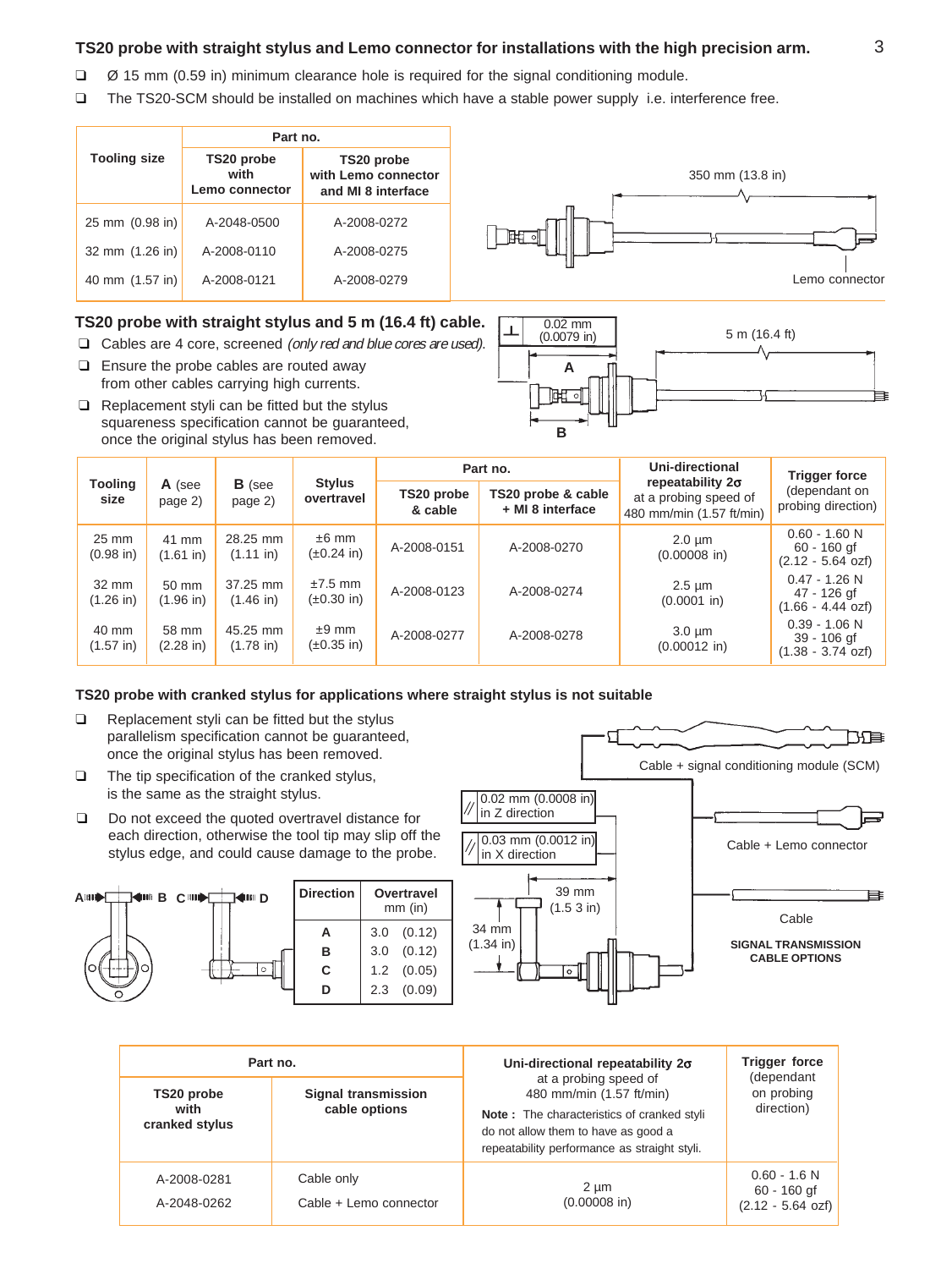## TS20 probe with straight stylus and Lemo connector for installations with the high precision arm.

- ❑ Ø 15 mm (0.59 in) minimum clearance hole is required for the signal conditioning module.
- ❑ The TS20-SCM should be installed on machines which have a stable power supply i.e. interference free.

| Tooling size | Part no. | |
|---|---|---|
| | TS20 probe with Lemo connector | TS20 probe with Lemo connector and MI 8 interface |
| 25 mm (0.98 in) | A-2048-0500 | A-2008-0272 |
| 32 mm (1.26 in) | A-2008-0110 | A-2008-0275 |
| 40 mm (1.57 in) | A-2008-0121 | A-2008-0279 |

350 mm (13.8 in)

Lemo connector

## TS20 probe with straight stylus and 5 m (16.4 ft) cable.

- ❑ Cables are 4 core, screened *(only red and blue cores are used).*
- ❑ Ensure the probe cables are routed away from other cables carrying high currents.
- ❑ Replacement styli can be fitted but the stylus squareness specification cannot be guaranteed, once the original stylus has been removed.

⊥ 0.02 mm (0.0079 in)

5 m (16.4 ft)

A

B

| Tooling size | A (see page 2) | B (see page 2) | Stylus overtravel | Part no. | | Uni-directional repeatability 2σ at a probing speed of 480 mm/min (1.57 ft/min) | Trigger force (dependant on probing direction) |
|---|---|---|---|---|---|---|---|
| | | | | TS20 probe & cable | TS20 probe & cable + MI 8 interface | | |
| 25 mm (0.98 in) | 41 mm (1.61 in) | 28.25 mm (1.11 in) | ±6 mm (±0.24 in) | A-2008-0151 | A-2008-0270 | 2.0 µm (0.00008 in) | 0.60 - 1.60 N 60 - 160 gf (2.12 - 5.64 ozf) |
| 32 mm (1.26 in) | 50 mm (1.96 in) | 37.25 mm (1.46 in) | ±7.5 mm (±0.30 in) | A-2008-0123 | A-2008-0274 | 2.5 µm (0.0001 in) | 0.47 - 1.26 N 47 - 126 gf (1.66 - 4.44 ozf) |
| 40 mm (1.57 in) | 58 mm (2.28 in) | 45.25 mm (1.78 in) | ±9 mm (±0.35 in) | A-2008-0277 | A-2008-0278 | 3.0 µm (0.00012 in) | 0.39 - 1.06 N 39 - 106 gf (1.38 - 3.74 ozf) |

## TS20 probe with cranked stylus for applications where straight stylus is not suitable

- ❑ Replacement styli can be fitted but the stylus parallelism specification cannot be guaranteed, once the original stylus has been removed.
- ❑ The tip specification of the cranked stylus, is the same as the straight stylus.
- ❑ Do not exceed the quoted overtravel distance for each direction, otherwise the tool tip may slip off the stylus edge, and could cause damage to the probe.

Cable + signal conditioning module (SCM)

// 0.02 mm (0.0008 in) in Z direction

// 0.03 mm (0.0012 in) in X direction

Cable + Lemo connector

39 mm (1.5 3 in)

34 mm (1.34 in)

Cable

**SIGNAL TRANSMISSION CABLE OPTIONS**

A B C D

| Direction | Overtravel mm (in) |
|---|---|
| A | 3.0 (0.12) |
| B | 3.0 (0.12) |
| C | 1.2 (0.05) |
| D | 2.3 (0.09) |

| Part no. | | Uni-directional repeatability 2σ at a probing speed of 480 mm/min (1.57 ft/min) **Note :** The characteristics of cranked styli do not allow them to have as good a repeatability performance as straight styli. | Trigger force (dependant on probing direction) |
|---|---|---|---|
| TS20 probe with cranked stylus | Signal transmission cable options | | |
| A-2008-0281 | Cable only | 2 µm (0.00008 in) | 0.60 - 1.6 N 60 - 160 gf (2.12 - 5.64 ozf) |
| A-2048-0262 | Cable + Lemo connector | | |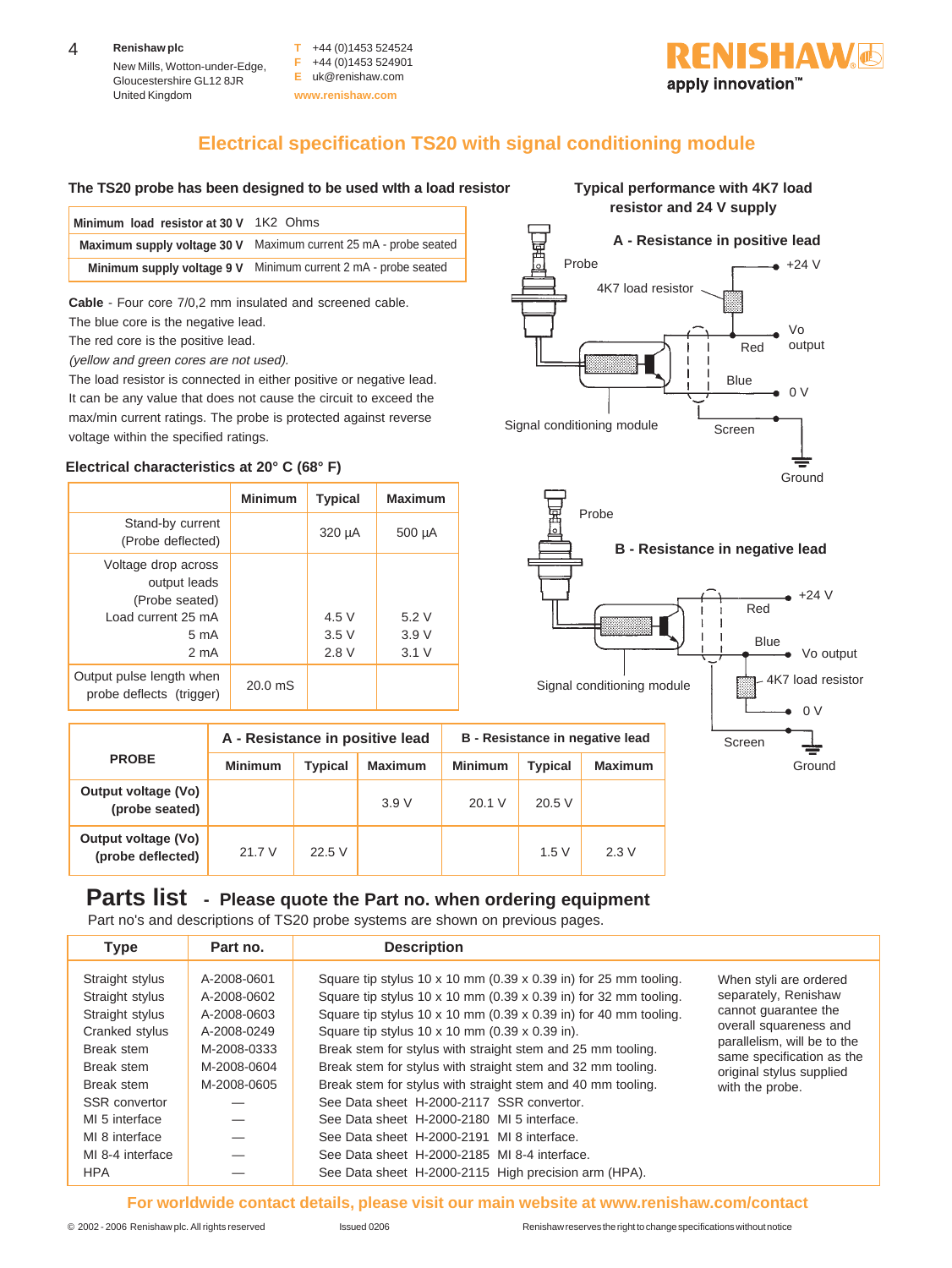# Electrical specification TS20 with signal conditioning module

**The TS20 probe has been designed to be used wIth a load resistor**

| | |
|---|---|
| **Minimum load resistor at 30 V** | 1K2 Ohms |
| **Maximum supply voltage 30 V** | Maximum current 25 mA - probe seated |
| **Minimum supply voltage 9 V** | Minimum current 2 mA - probe seated |

**Cable** - Four core 7/0,2 mm insulated and screened cable.
The blue core is the negative lead.
The red core is the positive lead.
*(yellow and green cores are not used).*
The load resistor is connected in either positive or negative lead. It can be any value that does not cause the circuit to exceed the max/min current ratings. The probe is protected against reverse voltage within the specified ratings.

**Electrical characteristics at 20° C (68° F)**

| | Minimum | Typical | Maximum |
|---|---|---|---|
| Stand-by current (Probe deflected) | | 320 µA | 500 µA |
| Voltage drop across output leads (Probe seated) Load current 25 mA | | 4.5 V | 5.2 V |
| 5 mA | | 3.5 V | 3.9 V |
| 2 mA | | 2.8 V | 3.1 V |
| Output pulse length when probe deflects (trigger) | 20.0 mS | | |

**Typical performance with 4K7 load resistor and 24 V supply**

**A - Resistance in positive lead**

Probe
4K7 load resistor
+24 V
Vo output
Red
Blue
0 V
Signal conditioning module
Screen
Ground

**B - Resistance in negative lead**

Probe
+24 V
Red
Blue
Vo output
4K7 load resistor
0 V
Signal conditioning module
Screen
Ground

| PROBE | A - Resistance in positive lead | | | B - Resistance in negative lead | | |
|---|---|---|---|---|---|---|
| | Minimum | Typical | Maximum | Minimum | Typical | Maximum |
| **Output voltage (Vo) (probe seated)** | | | 3.9 V | 20.1 V | 20.5 V | |
| **Output voltage (Vo) (probe deflected)** | 21.7 V | 22.5 V | | | 1.5 V | 2.3 V |

# Parts list - Please quote the Part no. when ordering equipment

Part no's and descriptions of TS20 probe systems are shown on previous pages.

| Type | Part no. | Description |
|---|---|---|
| Straight stylus | A-2008-0601 | Square tip stylus 10 x 10 mm (0.39 x 0.39 in) for 25 mm tooling. |
| Straight stylus | A-2008-0602 | Square tip stylus 10 x 10 mm (0.39 x 0.39 in) for 32 mm tooling. |
| Straight stylus | A-2008-0603 | Square tip stylus 10 x 10 mm (0.39 x 0.39 in) for 40 mm tooling. |
| Cranked stylus | A-2008-0249 | Square tip stylus 10 x 10 mm (0.39 x 0.39 in). |
| Break stem | M-2008-0333 | Break stem for stylus with straight stem and 25 mm tooling. |
| Break stem | M-2008-0604 | Break stem for stylus with straight stem and 32 mm tooling. |
| Break stem | M-2008-0605 | Break stem for stylus with straight stem and 40 mm tooling. |
| SSR convertor | — | See Data sheet H-2000-2117 SSR convertor. |
| MI 5 interface | — | See Data sheet H-2000-2180 MI 5 interface. |
| MI 8 interface | — | See Data sheet H-2000-2191 MI 8 interface. |
| MI 8-4 interface | — | See Data sheet H-2000-2185 MI 8-4 interface. |
| HPA | — | See Data sheet H-2000-2115 High precision arm (HPA). |

When styli are ordered separately, Renishaw cannot guarantee the overall squareness and parallelism, will be to the same specification as the original stylus supplied with the probe.

**For worldwide contact details, please visit our main website at www.renishaw.com/contact**

© 2002 - 2006 Renishaw plc. All rights reserved    Issued 0206    Renishaw reserves the right to change specifications without notice